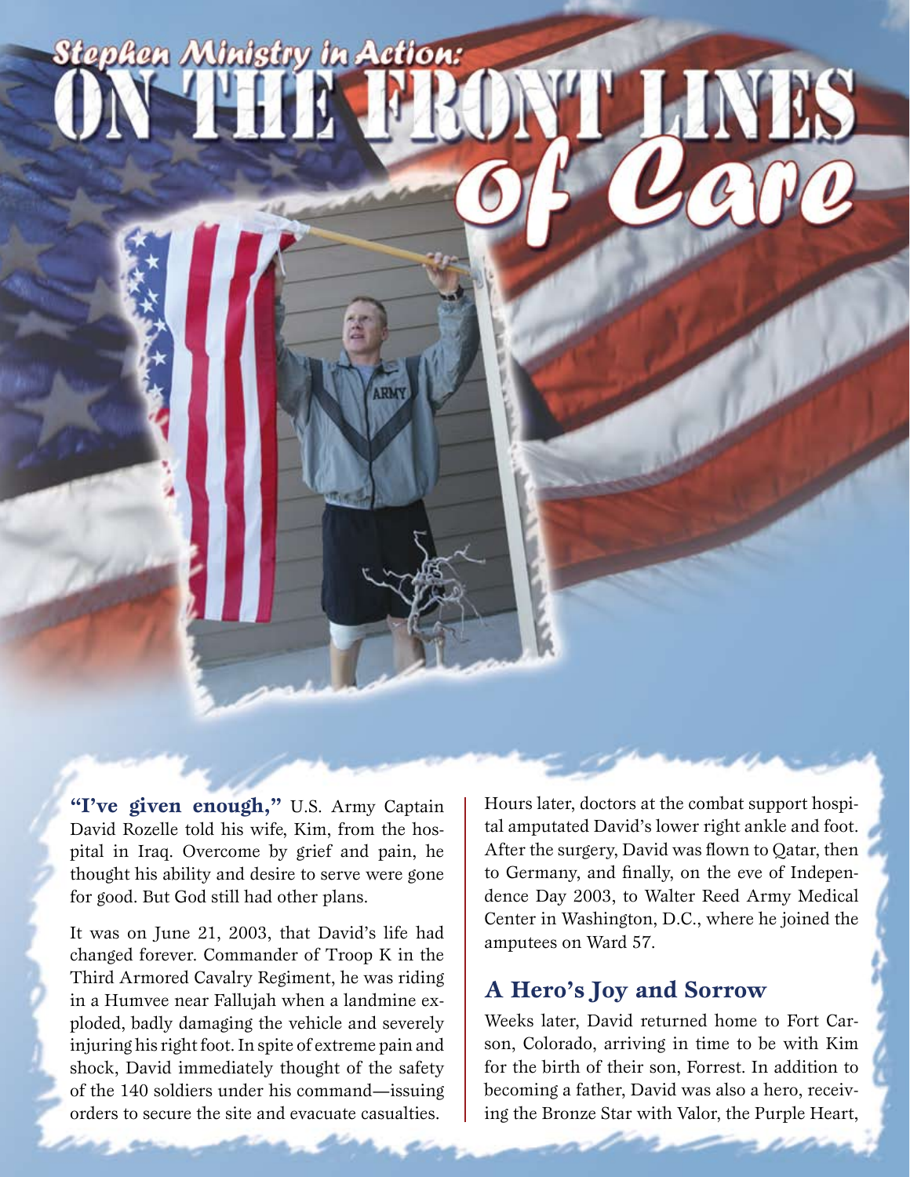# Stephen Ministry in Action: ON THE FRONT LINES of Care

**"I've given enough,"** U.S. Army Captain David Rozelle told his wife, Kim, from the hospital in Iraq. Overcome by grief and pain, he thought his ability and desire to serve were gone for good. But God still had other plans.

It was on June 21, 2003, that David's life had changed forever. Commander of Troop K in the Third Armored Cavalry Regiment, he was riding in a Humvee near Fallujah when a landmine exploded, badly damaging the vehicle and severely injuring his right foot. In spite of extreme pain and shock, David immediately thought of the safety of the 140 soldiers under his command—issuing orders to secure the site and evacuate casualties.

Hours later, doctors at the combat support hospital amputated David's lower right ankle and foot. After the surgery, David was flown to Qatar, then to Germany, and finally, on the eve of Independence Day 2003, to Walter Reed Army Medical Center in Washington, D.C., where he joined the amputees on Ward 57.

## A Hero's Joy and Sorrow

Weeks later, David returned home to Fort Carson, Colorado, arriving in time to be with Kim for the birth of their son, Forrest. In addition to becoming a father, David was also a hero, receiving the Bronze Star with Valor, the Purple Heart,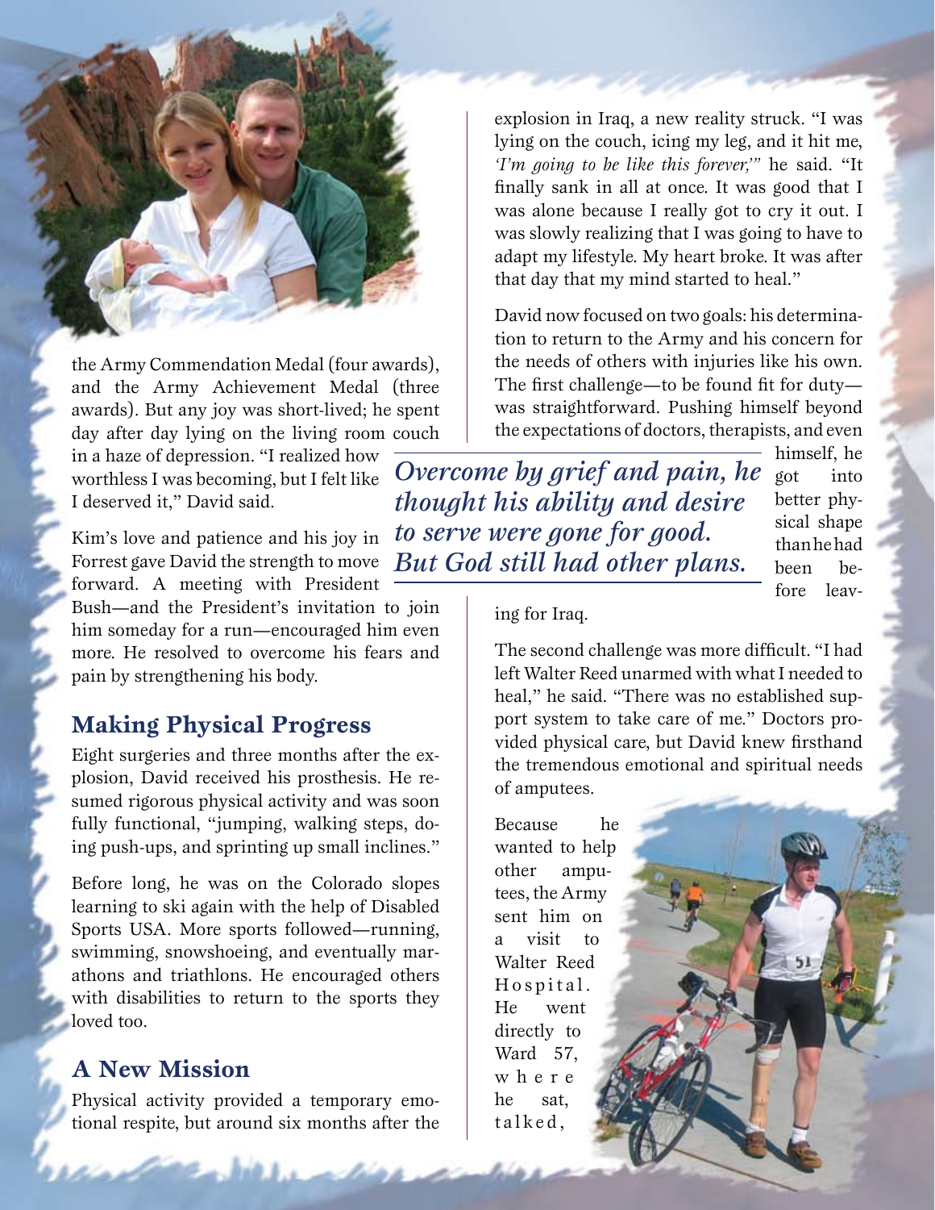the Army Commendation Medal (four awards), and the Army Achievement Medal (three awards). But any joy was short-lived; he spent day after day lying on the living room couch in a haze of depression. "I realized how worthless I was becoming, but I felt like I deserved it," David said.

Kim's love and patience and his joy in Forrest gave David the strength to move forward. A meeting with President Bush—and the President's invitation to join him someday for a run—encouraged him even more. He resolved to overcome his fears and pain by strengthening his body.

## Making Physical Progress

Eight surgeries and three months after the explosion, David received his prosthesis. He resumed rigorous physical activity and was soon fully functional, "jumping, walking steps, doing push-ups, and sprinting up small inclines."

Before long, he was on the Colorado slopes learning to ski again with the help of Disabled Sports USA. More sports followed—running, swimming, snowshoeing, and eventually marathons and triathlons. He encouraged others with disabilities to return to the sports they loved too.

## A New Mission

Physical activity provided a temporary emotional respite, but around six months after the explosion in Iraq, a new reality struck. "I was lying on the couch, icing my leg, and it hit me, *'I'm going to be like this forever,'*" he said. "It finally sank in all at once. It was good that I was alone because I really got to cry it out. I was slowly realizing that I was going to have to adapt my lifestyle. My heart broke. It was after that day that my mind started to heal."

David now focused on two goals: his determination to return to the Army and his concern for the needs of others with injuries like his own. The first challenge—to be found fit for duty—was straightforward. Pushing himself beyond the expectations of doctors, therapists, and even himself, he got into better physical shape than he had been before leaving for Iraq.

*Overcome by grief and pain, he thought his ability and desire to serve were gone for good. But God still had other plans.*

The second challenge was more difficult. "I had left Walter Reed unarmed with what I needed to heal," he said. "There was no established support system to take care of me." Doctors provided physical care, but David knew firsthand the tremendous emotional and spiritual needs of amputees.

Because he wanted to help other amputees, the Army sent him on a visit to Walter Reed Hospital. He went directly to Ward 57, where he sat, talked,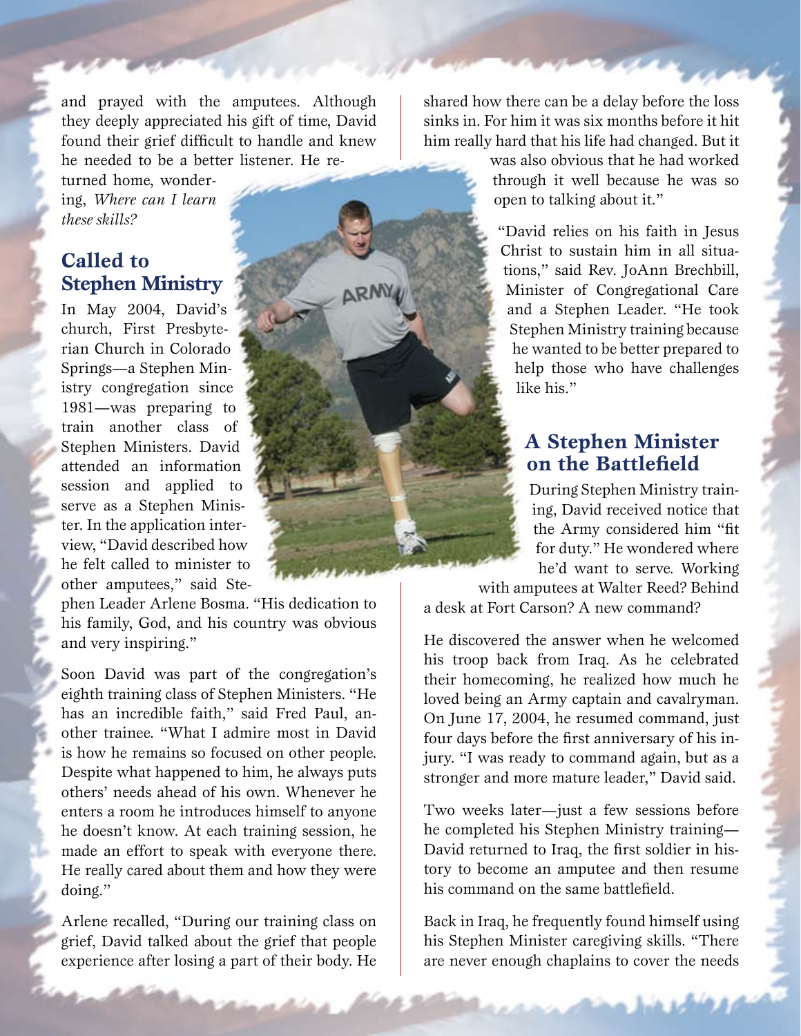and prayed with the amputees. Although they deeply appreciated his gift of time, David found their grief difficult to handle and knew he needed to be a better listener. He returned home, wondering, *Where can I learn these skills?*

## Called to Stephen Ministry

In May 2004, David's church, First Presbyterian Church in Colorado Springs—a Stephen Ministry congregation since 1981—was preparing to train another class of Stephen Ministers. David attended an information session and applied to serve as a Stephen Minister. In the application interview, "David described how he felt called to minister to other amputees," said Stephen Leader Arlene Bosma. "His dedication to his family, God, and his country was obvious and very inspiring."

Soon David was part of the congregation's eighth training class of Stephen Ministers. "He has an incredible faith," said Fred Paul, another trainee. "What I admire most in David is how he remains so focused on other people. Despite what happened to him, he always puts others' needs ahead of his own. Whenever he enters a room he introduces himself to anyone he doesn't know. At each training session, he made an effort to speak with everyone there. He really cared about them and how they were doing."

Arlene recalled, "During our training class on grief, David talked about the grief that people experience after losing a part of their body. He shared how there can be a delay before the loss sinks in. For him it was six months before it hit him really hard that his life had changed. But it was also obvious that he had worked through it well because he was so open to talking about it."

"David relies on his faith in Jesus Christ to sustain him in all situations," said Rev. JoAnn Brechbill, Minister of Congregational Care and a Stephen Leader. "He took Stephen Ministry training because he wanted to be better prepared to help those who have challenges like his."

## A Stephen Minister on the Battlefield

During Stephen Ministry training, David received notice that the Army considered him "fit for duty." He wondered where he'd want to serve. Working with amputees at Walter Reed? Behind a desk at Fort Carson? A new command?

He discovered the answer when he welcomed his troop back from Iraq. As he celebrated their homecoming, he realized how much he loved being an Army captain and cavalryman. On June 17, 2004, he resumed command, just four days before the first anniversary of his injury. "I was ready to command again, but as a stronger and more mature leader," David said.

Two weeks later—just a few sessions before he completed his Stephen Ministry training—David returned to Iraq, the first soldier in history to become an amputee and then resume his command on the same battlefield.

Back in Iraq, he frequently found himself using his Stephen Minister caregiving skills. "There are never enough chaplains to cover the needs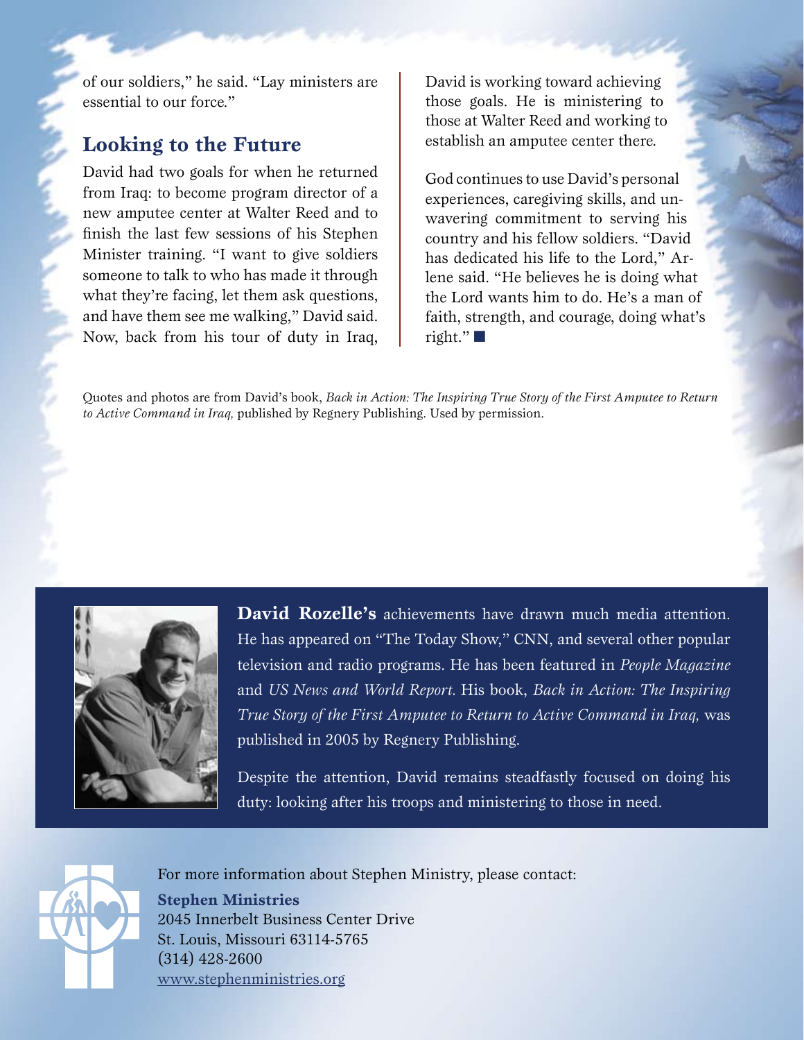of our soldiers," he said. "Lay ministers are essential to our force."

## Looking to the Future

David had two goals for when he returned from Iraq: to become program director of a new amputee center at Walter Reed and to finish the last few sessions of his Stephen Minister training. "I want to give soldiers someone to talk to who has made it through what they're facing, let them ask questions, and have them see me walking," David said. Now, back from his tour of duty in Iraq, David is working toward achieving those goals. He is ministering to those at Walter Reed and working to establish an amputee center there.

God continues to use David's personal experiences, caregiving skills, and unwavering commitment to serving his country and his fellow soldiers. "David has dedicated his life to the Lord," Arlene said. "He believes he is doing what the Lord wants him to do. He's a man of faith, strength, and courage, doing what's right." ■

Quotes and photos are from David's book, *Back in Action: The Inspiring True Story of the First Amputee to Return to Active Command in Iraq,* published by Regnery Publishing. Used by permission.

**David Rozelle's** achievements have drawn much media attention. He has appeared on "The Today Show," CNN, and several other popular television and radio programs. He has been featured in *People Magazine* and *US News and World Report.* His book, *Back in Action: The Inspiring True Story of the First Amputee to Return to Active Command in Iraq,* was published in 2005 by Regnery Publishing.

Despite the attention, David remains steadfastly focused on doing his duty: looking after his troops and ministering to those in need.

For more information about Stephen Ministry, please contact:

**Stephen Ministries**
2045 Innerbelt Business Center Drive
St. Louis, Missouri 63114-5765
(314) 428-2600
www.stephenministries.org